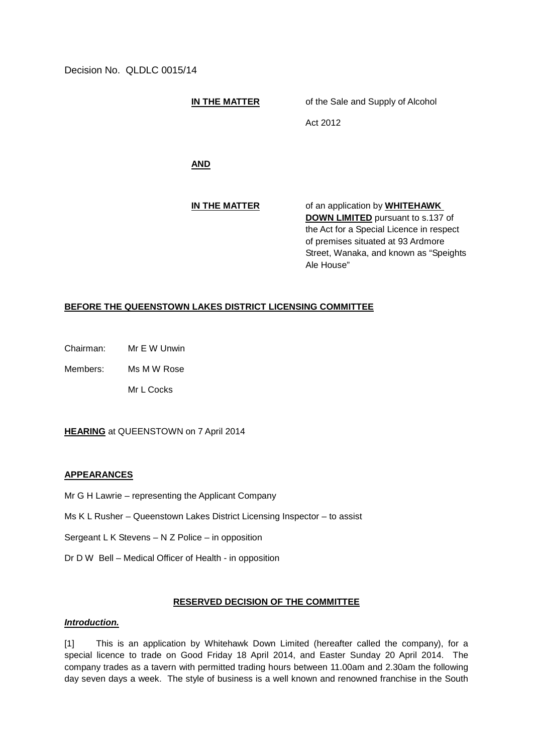Decision No. QLDLC 0015/14

**IN THE MATTER** of the Sale and Supply of Alcohol Act 2012

**AND**

**IN THE MATTER** of an application by **WHITEHAWK DOWN LIMITED** pursuant to s.137 of the Act for a Special Licence in respect of premises situated at 93 Ardmore Street, Wanaka, and known as "Speights Ale House"

**BEFORE THE QUEENSTOWN LAKES DISTRICT LICENSING COMMITTEE**

Chairman: Mr E W Unwin

Members: Ms M W Rose

Mr L Cocks

**HEARING** at QUEENSTOWN on 7 April 2014

**APPEARANCES**

Mr G H Lawrie – representing the Applicant Company

Ms K L Rusher – Queenstown Lakes District Licensing Inspector – to assist

Sergeant L K Stevens – N Z Police – in opposition

Dr D W Bell – Medical Officer of Health - in opposition

**RESERVED DECISION OF THE COMMITTEE**

***Introduction.***

[1] This is an application by Whitehawk Down Limited (hereafter called the company), for a special licence to trade on Good Friday 18 April 2014, and Easter Sunday 20 April 2014. The company trades as a tavern with permitted trading hours between 11.00am and 2.30am the following day seven days a week. The style of business is a well known and renowned franchise in the South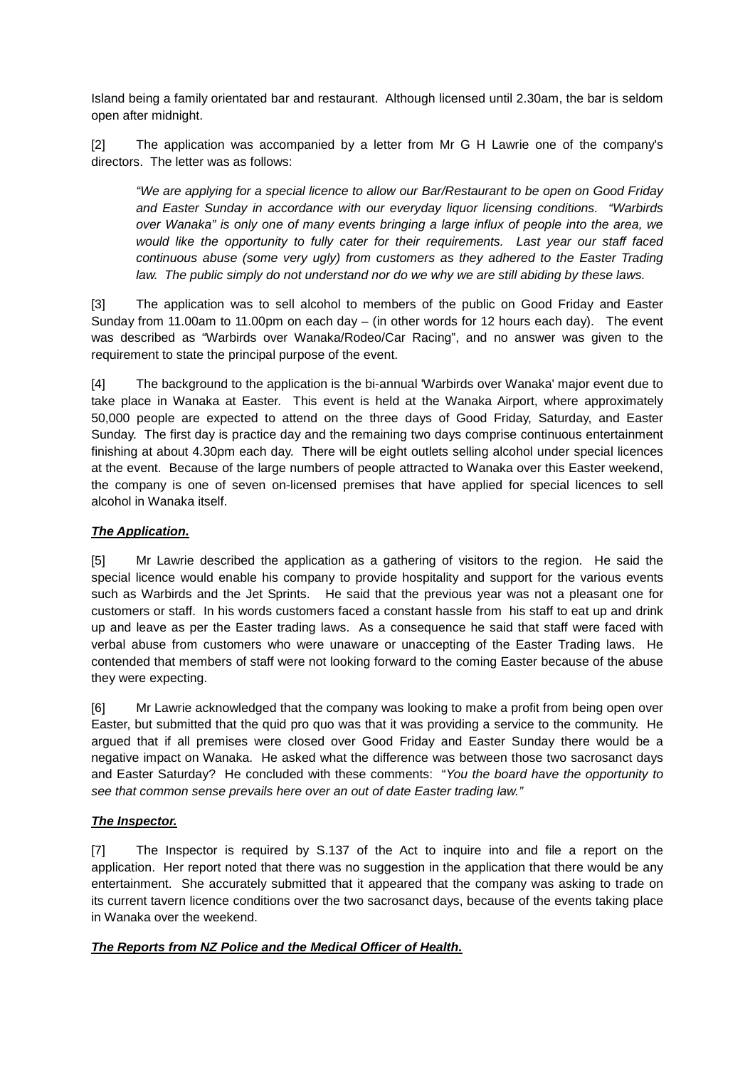Island being a family orientated bar and restaurant. Although licensed until 2.30am, the bar is seldom open after midnight.

[2] The application was accompanied by a letter from Mr G H Lawrie one of the company's directors. The letter was as follows:

> *"We are applying for a special licence to allow our Bar/Restaurant to be open on Good Friday and Easter Sunday in accordance with our everyday liquor licensing conditions. "Warbirds over Wanaka" is only one of many events bringing a large influx of people into the area, we would like the opportunity to fully cater for their requirements. Last year our staff faced continuous abuse (some very ugly) from customers as they adhered to the Easter Trading law. The public simply do not understand nor do we why we are still abiding by these laws.*

[3] The application was to sell alcohol to members of the public on Good Friday and Easter Sunday from 11.00am to 11.00pm on each day – (in other words for 12 hours each day). The event was described as "Warbirds over Wanaka/Rodeo/Car Racing", and no answer was given to the requirement to state the principal purpose of the event.

[4] The background to the application is the bi-annual 'Warbirds over Wanaka' major event due to take place in Wanaka at Easter. This event is held at the Wanaka Airport, where approximately 50,000 people are expected to attend on the three days of Good Friday, Saturday, and Easter Sunday. The first day is practice day and the remaining two days comprise continuous entertainment finishing at about 4.30pm each day. There will be eight outlets selling alcohol under special licences at the event. Because of the large numbers of people attracted to Wanaka over this Easter weekend, the company is one of seven on-licensed premises that have applied for special licences to sell alcohol in Wanaka itself.

***The Application.***

[5] Mr Lawrie described the application as a gathering of visitors to the region. He said the special licence would enable his company to provide hospitality and support for the various events such as Warbirds and the Jet Sprints. He said that the previous year was not a pleasant one for customers or staff. In his words customers faced a constant hassle from his staff to eat up and drink up and leave as per the Easter trading laws. As a consequence he said that staff were faced with verbal abuse from customers who were unaware or unaccepting of the Easter Trading laws. He contended that members of staff were not looking forward to the coming Easter because of the abuse they were expecting.

[6] Mr Lawrie acknowledged that the company was looking to make a profit from being open over Easter, but submitted that the quid pro quo was that it was providing a service to the community. He argued that if all premises were closed over Good Friday and Easter Sunday there would be a negative impact on Wanaka. He asked what the difference was between those two sacrosanct days and Easter Saturday? He concluded with these comments: "*You the board have the opportunity to see that common sense prevails here over an out of date Easter trading law."*

***The Inspector.***

[7] The Inspector is required by S.137 of the Act to inquire into and file a report on the application. Her report noted that there was no suggestion in the application that there would be any entertainment. She accurately submitted that it appeared that the company was asking to trade on its current tavern licence conditions over the two sacrosanct days, because of the events taking place in Wanaka over the weekend.

***The Reports from NZ Police and the Medical Officer of Health.***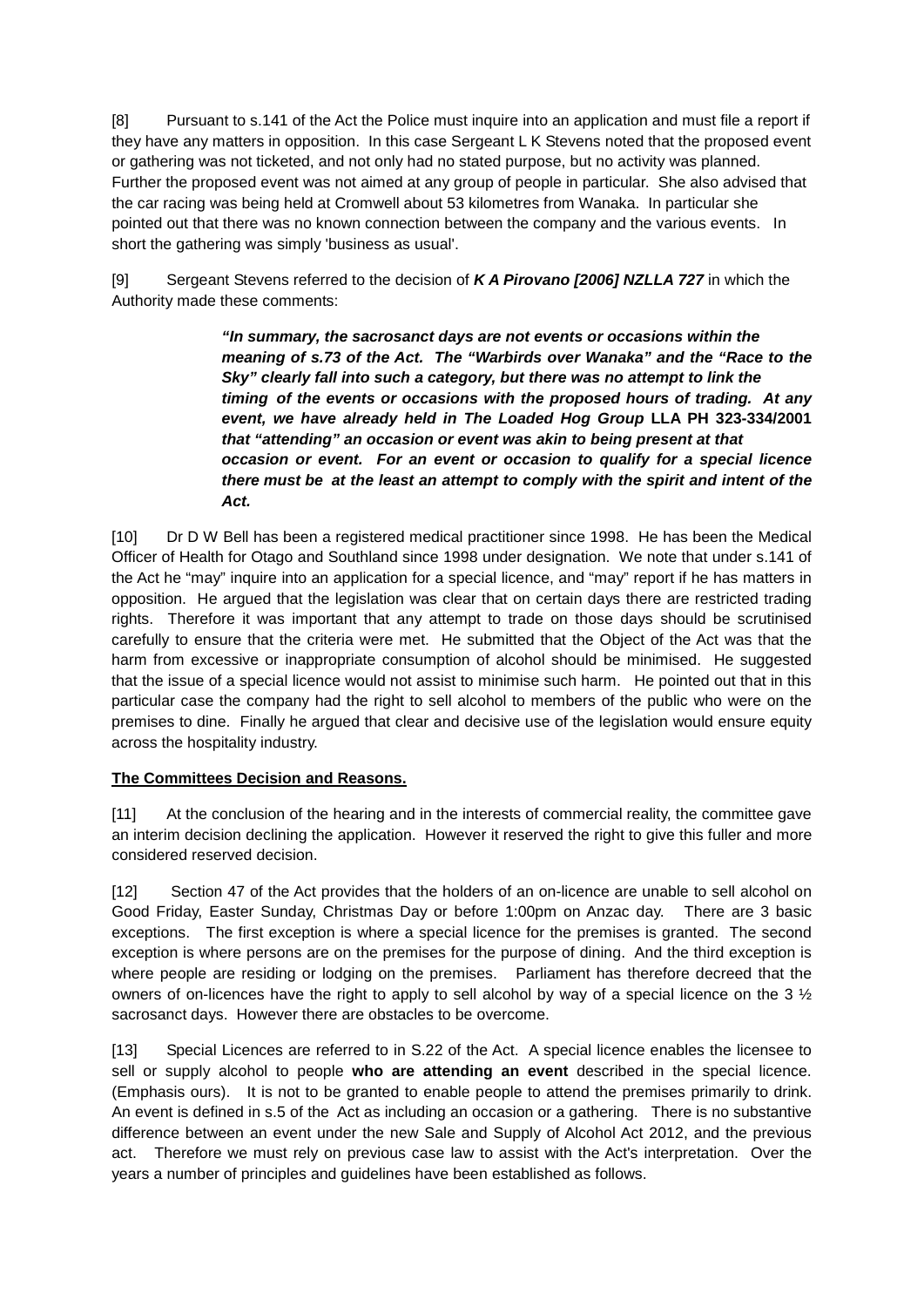[8] Pursuant to s.141 of the Act the Police must inquire into an application and must file a report if they have any matters in opposition. In this case Sergeant L K Stevens noted that the proposed event or gathering was not ticketed, and not only had no stated purpose, but no activity was planned. Further the proposed event was not aimed at any group of people in particular. She also advised that the car racing was being held at Cromwell about 53 kilometres from Wanaka. In particular she pointed out that there was no known connection between the company and the various events. In short the gathering was simply 'business as usual'.

[9] Sergeant Stevens referred to the decision of ***K A Pirovano [2006] NZLLA 727*** in which the Authority made these comments:

> ***"In summary, the sacrosanct days are not events or occasions within the meaning of s.73 of the Act. The "Warbirds over Wanaka" and the "Race to the Sky" clearly fall into such a category, but there was no attempt to link the timing of the events or occasions with the proposed hours of trading. At any event, we have already held in The Loaded Hog Group* LLA PH 323-334/2001 *that "attending" an occasion or event was akin to being present at that occasion or event. For an event or occasion to qualify for a special licence there must be at the least an attempt to comply with the spirit and intent of the Act.***

[10] Dr D W Bell has been a registered medical practitioner since 1998. He has been the Medical Officer of Health for Otago and Southland since 1998 under designation. We note that under s.141 of the Act he "may" inquire into an application for a special licence, and "may" report if he has matters in opposition. He argued that the legislation was clear that on certain days there are restricted trading rights. Therefore it was important that any attempt to trade on those days should be scrutinised carefully to ensure that the criteria were met. He submitted that the Object of the Act was that the harm from excessive or inappropriate consumption of alcohol should be minimised. He suggested that the issue of a special licence would not assist to minimise such harm. He pointed out that in this particular case the company had the right to sell alcohol to members of the public who were on the premises to dine. Finally he argued that clear and decisive use of the legislation would ensure equity across the hospitality industry.

**<u>The Committees Decision and Reasons.</u>**

[11] At the conclusion of the hearing and in the interests of commercial reality, the committee gave an interim decision declining the application. However it reserved the right to give this fuller and more considered reserved decision.

[12] Section 47 of the Act provides that the holders of an on-licence are unable to sell alcohol on Good Friday, Easter Sunday, Christmas Day or before 1:00pm on Anzac day. There are 3 basic exceptions. The first exception is where a special licence for the premises is granted. The second exception is where persons are on the premises for the purpose of dining. And the third exception is where people are residing or lodging on the premises. Parliament has therefore decreed that the owners of on-licences have the right to apply to sell alcohol by way of a special licence on the 3 ½ sacrosanct days. However there are obstacles to be overcome.

[13] Special Licences are referred to in S.22 of the Act. A special licence enables the licensee to sell or supply alcohol to people **who are attending an event** described in the special licence. (Emphasis ours). It is not to be granted to enable people to attend the premises primarily to drink. An event is defined in s.5 of the Act as including an occasion or a gathering. There is no substantive difference between an event under the new Sale and Supply of Alcohol Act 2012, and the previous act. Therefore we must rely on previous case law to assist with the Act's interpretation. Over the years a number of principles and guidelines have been established as follows.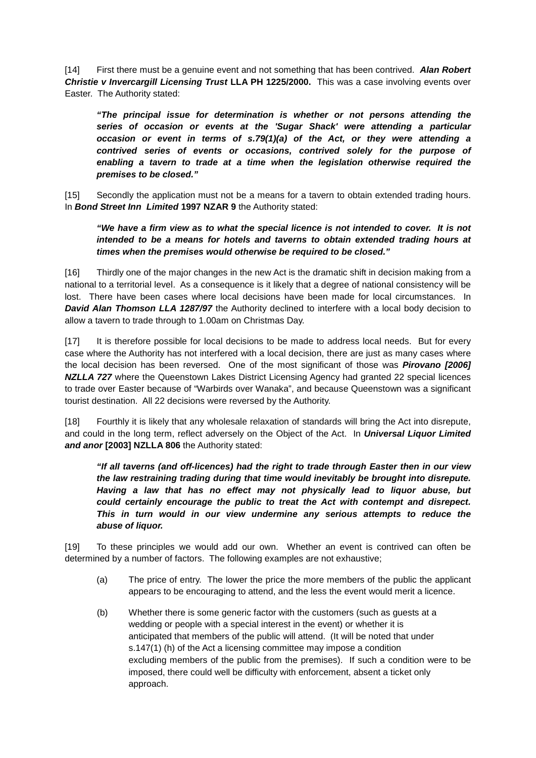[14] First there must be a genuine event and not something that has been contrived. ***Alan Robert Christie v Invercargill Licensing Trust* LLA PH 1225/2000.** This was a case involving events over Easter. The Authority stated:

> ***"The principal issue for determination is whether or not persons attending the series of occasion or events at the 'Sugar Shack' were attending a particular occasion or event in terms of s.79(1)(a) of the Act, or they were attending a contrived series of events or occasions, contrived solely for the purpose of enabling a tavern to trade at a time when the legislation otherwise required the premises to be closed."***

[15] Secondly the application must not be a means for a tavern to obtain extended trading hours. In ***Bond Street Inn Limited* 1997 NZAR 9** the Authority stated:

> ***"We have a firm view as to what the special licence is not intended to cover. It is not intended to be a means for hotels and taverns to obtain extended trading hours at times when the premises would otherwise be required to be closed."***

[16] Thirdly one of the major changes in the new Act is the dramatic shift in decision making from a national to a territorial level. As a consequence is it likely that a degree of national consistency will be lost. There have been cases where local decisions have been made for local circumstances. In ***David Alan Thomson LLA 1287/97*** the Authority declined to interfere with a local body decision to allow a tavern to trade through to 1.00am on Christmas Day.

[17] It is therefore possible for local decisions to be made to address local needs. But for every case where the Authority has not interfered with a local decision, there are just as many cases where the local decision has been reversed. One of the most significant of those was ***Pirovano [2006] NZLLA 727*** where the Queenstown Lakes District Licensing Agency had granted 22 special licences to trade over Easter because of "Warbirds over Wanaka", and because Queenstown was a significant tourist destination. All 22 decisions were reversed by the Authority.

[18] Fourthly it is likely that any wholesale relaxation of standards will bring the Act into disrepute, and could in the long term, reflect adversely on the Object of the Act. In ***Universal Liquor Limited and anor* [2003] NZLLA 806** the Authority stated:

> ***"If all taverns (and off-licences) had the right to trade through Easter then in our view the law restraining trading during that time would inevitably be brought into disrepute. Having a law that has no effect may not physically lead to liquor abuse, but could certainly encourage the public to treat the Act with contempt and disrepect. This in turn would in our view undermine any serious attempts to reduce the abuse of liquor.***

[19] To these principles we would add our own. Whether an event is contrived can often be determined by a number of factors. The following examples are not exhaustive;

(a) The price of entry. The lower the price the more members of the public the applicant appears to be encouraging to attend, and the less the event would merit a licence.

(b) Whether there is some generic factor with the customers (such as guests at a wedding or people with a special interest in the event) or whether it is anticipated that members of the public will attend. (It will be noted that under s.147(1) (h) of the Act a licensing committee may impose a condition excluding members of the public from the premises). If such a condition were to be imposed, there could well be difficulty with enforcement, absent a ticket only approach.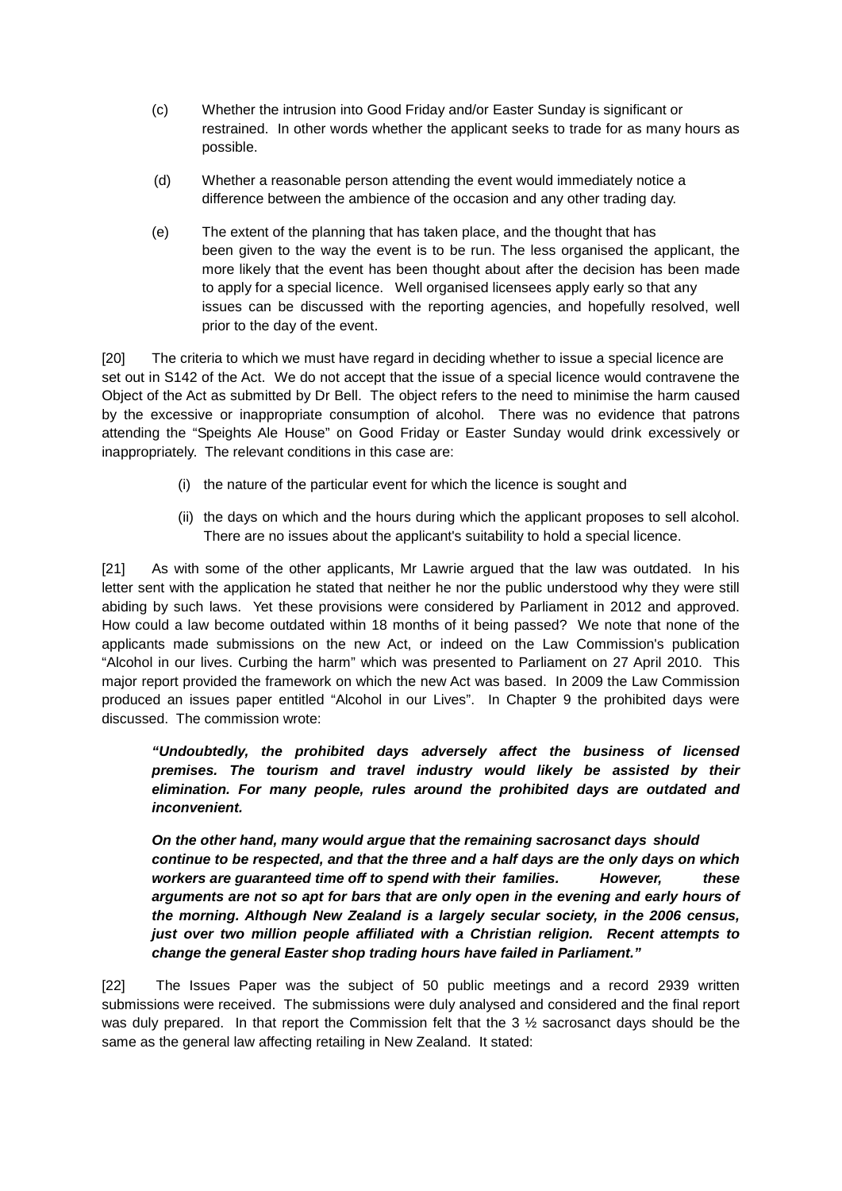(c) Whether the intrusion into Good Friday and/or Easter Sunday is significant or restrained. In other words whether the applicant seeks to trade for as many hours as possible.

(d) Whether a reasonable person attending the event would immediately notice a difference between the ambience of the occasion and any other trading day.

(e) The extent of the planning that has taken place, and the thought that has been given to the way the event is to be run. The less organised the applicant, the more likely that the event has been thought about after the decision has been made to apply for a special licence. Well organised licensees apply early so that any issues can be discussed with the reporting agencies, and hopefully resolved, well prior to the day of the event.

[20] The criteria to which we must have regard in deciding whether to issue a special licence are set out in S142 of the Act. We do not accept that the issue of a special licence would contravene the Object of the Act as submitted by Dr Bell. The object refers to the need to minimise the harm caused by the excessive or inappropriate consumption of alcohol. There was no evidence that patrons attending the "Speights Ale House" on Good Friday or Easter Sunday would drink excessively or inappropriately. The relevant conditions in this case are:

(i) the nature of the particular event for which the licence is sought and

(ii) the days on which and the hours during which the applicant proposes to sell alcohol. There are no issues about the applicant's suitability to hold a special licence.

[21] As with some of the other applicants, Mr Lawrie argued that the law was outdated. In his letter sent with the application he stated that neither he nor the public understood why they were still abiding by such laws. Yet these provisions were considered by Parliament in 2012 and approved. How could a law become outdated within 18 months of it being passed? We note that none of the applicants made submissions on the new Act, or indeed on the Law Commission's publication "Alcohol in our lives. Curbing the harm" which was presented to Parliament on 27 April 2010. This major report provided the framework on which the new Act was based. In 2009 the Law Commission produced an issues paper entitled "Alcohol in our Lives". In Chapter 9 the prohibited days were discussed. The commission wrote:

> ***"Undoubtedly, the prohibited days adversely affect the business of licensed premises. The tourism and travel industry would likely be assisted by their elimination. For many people, rules around the prohibited days are outdated and inconvenient.***
>
> ***On the other hand, many would argue that the remaining sacrosanct days should continue to be respected, and that the three and a half days are the only days on which workers are guaranteed time off to spend with their families. However, these arguments are not so apt for bars that are only open in the evening and early hours of the morning. Although New Zealand is a largely secular society, in the 2006 census, just over two million people affiliated with a Christian religion. Recent attempts to change the general Easter shop trading hours have failed in Parliament."***

[22] The Issues Paper was the subject of 50 public meetings and a record 2939 written submissions were received. The submissions were duly analysed and considered and the final report was duly prepared. In that report the Commission felt that the 3 ½ sacrosanct days should be the same as the general law affecting retailing in New Zealand. It stated: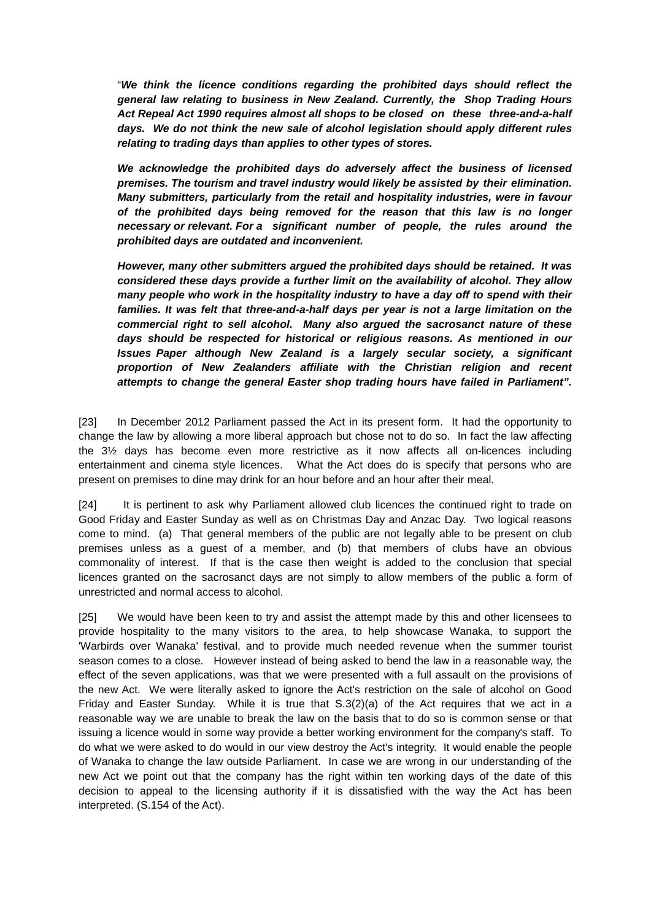"***We think the licence conditions regarding the prohibited days should reflect the general law relating to business in New Zealand. Currently, the Shop Trading Hours Act Repeal Act 1990 requires almost all shops to be closed on these three-and-a-half days. We do not think the new sale of alcohol legislation should apply different rules relating to trading days than applies to other types of stores.***

***We acknowledge the prohibited days do adversely affect the business of licensed premises. The tourism and travel industry would likely be assisted by their elimination. Many submitters, particularly from the retail and hospitality industries, were in favour of the prohibited days being removed for the reason that this law is no longer necessary or relevant. For a significant number of people, the rules around the prohibited days are outdated and inconvenient.***

***However, many other submitters argued the prohibited days should be retained. It was considered these days provide a further limit on the availability of alcohol. They allow many people who work in the hospitality industry to have a day off to spend with their families. It was felt that three-and-a-half days per year is not a large limitation on the commercial right to sell alcohol. Many also argued the sacrosanct nature of these days should be respected for historical or religious reasons. As mentioned in our Issues Paper although New Zealand is a largely secular society, a significant proportion of New Zealanders affiliate with the Christian religion and recent attempts to change the general Easter shop trading hours have failed in Parliament".***

[23] In December 2012 Parliament passed the Act in its present form. It had the opportunity to change the law by allowing a more liberal approach but chose not to do so. In fact the law affecting the 3½ days has become even more restrictive as it now affects all on-licences including entertainment and cinema style licences. What the Act does do is specify that persons who are present on premises to dine may drink for an hour before and an hour after their meal.

[24] It is pertinent to ask why Parliament allowed club licences the continued right to trade on Good Friday and Easter Sunday as well as on Christmas Day and Anzac Day. Two logical reasons come to mind. (a) That general members of the public are not legally able to be present on club premises unless as a guest of a member, and (b) that members of clubs have an obvious commonality of interest. If that is the case then weight is added to the conclusion that special licences granted on the sacrosanct days are not simply to allow members of the public a form of unrestricted and normal access to alcohol.

[25] We would have been keen to try and assist the attempt made by this and other licensees to provide hospitality to the many visitors to the area, to help showcase Wanaka, to support the 'Warbirds over Wanaka' festival, and to provide much needed revenue when the summer tourist season comes to a close. However instead of being asked to bend the law in a reasonable way, the effect of the seven applications, was that we were presented with a full assault on the provisions of the new Act. We were literally asked to ignore the Act's restriction on the sale of alcohol on Good Friday and Easter Sunday. While it is true that S.3(2)(a) of the Act requires that we act in a reasonable way we are unable to break the law on the basis that to do so is common sense or that issuing a licence would in some way provide a better working environment for the company's staff. To do what we were asked to do would in our view destroy the Act's integrity. It would enable the people of Wanaka to change the law outside Parliament. In case we are wrong in our understanding of the new Act we point out that the company has the right within ten working days of the date of this decision to appeal to the licensing authority if it is dissatisfied with the way the Act has been interpreted. (S.154 of the Act).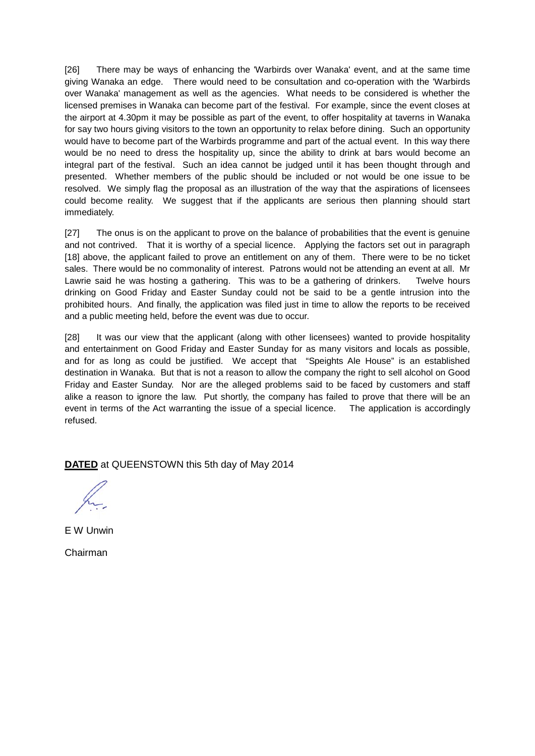[26] There may be ways of enhancing the 'Warbirds over Wanaka' event, and at the same time giving Wanaka an edge. There would need to be consultation and co-operation with the 'Warbirds over Wanaka' management as well as the agencies. What needs to be considered is whether the licensed premises in Wanaka can become part of the festival. For example, since the event closes at the airport at 4.30pm it may be possible as part of the event, to offer hospitality at taverns in Wanaka for say two hours giving visitors to the town an opportunity to relax before dining. Such an opportunity would have to become part of the Warbirds programme and part of the actual event. In this way there would be no need to dress the hospitality up, since the ability to drink at bars would become an integral part of the festival. Such an idea cannot be judged until it has been thought through and presented. Whether members of the public should be included or not would be one issue to be resolved. We simply flag the proposal as an illustration of the way that the aspirations of licensees could become reality. We suggest that if the applicants are serious then planning should start immediately.

[27] The onus is on the applicant to prove on the balance of probabilities that the event is genuine and not contrived. That it is worthy of a special licence. Applying the factors set out in paragraph [18] above, the applicant failed to prove an entitlement on any of them. There were to be no ticket sales. There would be no commonality of interest. Patrons would not be attending an event at all. Mr Lawrie said he was hosting a gathering. This was to be a gathering of drinkers. Twelve hours drinking on Good Friday and Easter Sunday could not be said to be a gentle intrusion into the prohibited hours. And finally, the application was filed just in time to allow the reports to be received and a public meeting held, before the event was due to occur.

[28] It was our view that the applicant (along with other licensees) wanted to provide hospitality and entertainment on Good Friday and Easter Sunday for as many visitors and locals as possible, and for as long as could be justified. We accept that "Speights Ale House" is an established destination in Wanaka. But that is not a reason to allow the company the right to sell alcohol on Good Friday and Easter Sunday. Nor are the alleged problems said to be faced by customers and staff alike a reason to ignore the law. Put shortly, the company has failed to prove that there will be an event in terms of the Act warranting the issue of a special licence. The application is accordingly refused.

**DATED** at QUEENSTOWN this 5th day of May 2014

E W Unwin

Chairman